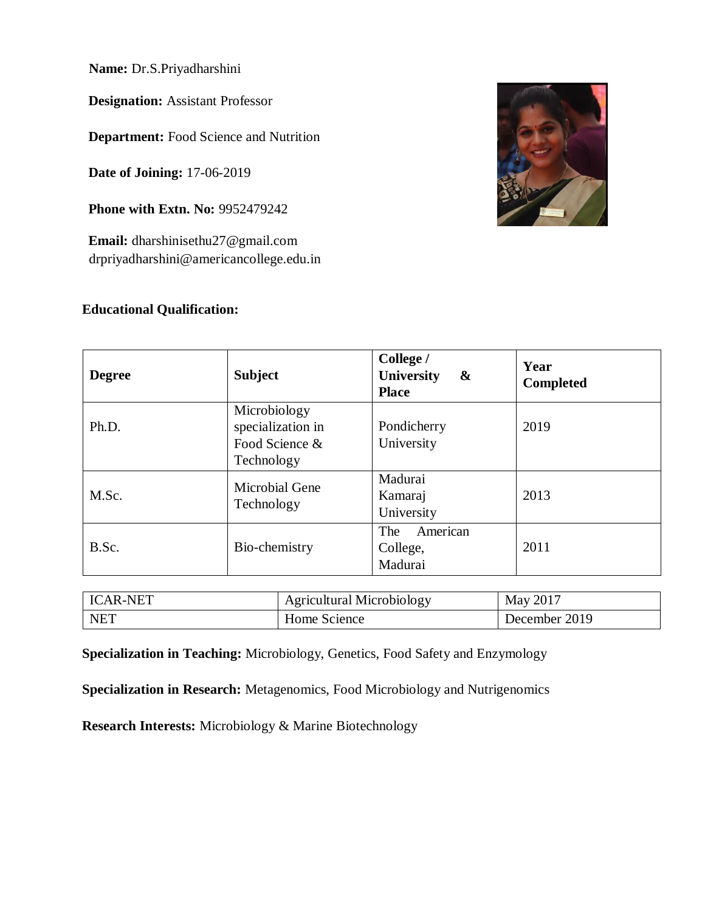**Name:** Dr.S.Priyadharshini

**Designation:** Assistant Professor

**Department:** Food Science and Nutrition

**Date of Joining:** 17-06-2019

**Phone with Extn. No:** 9952479242

**Email:** dharshinisethu27@gmail.com
drpriyadharshini@americancollege.edu.in

**Educational Qualification:**

| **Degree** | **Subject** | **College / University & Place** | **Year Completed** |
|---|---|---|---|
| Ph.D. | Microbiology specialization in Food Science & Technology | Pondicherry University | 2019 |
| M.Sc. | Microbial Gene Technology | Madurai Kamaraj University | 2013 |
| B.Sc. | Bio-chemistry | The American College, Madurai | 2011 |

| | | |
|---|---|---|
| ICAR-NET | Agricultural Microbiology | May 2017 |
| NET | Home Science | December 2019 |

**Specialization in Teaching:** Microbiology, Genetics, Food Safety and Enzymology

**Specialization in Research:** Metagenomics, Food Microbiology and Nutrigenomics

**Research Interests:** Microbiology & Marine Biotechnology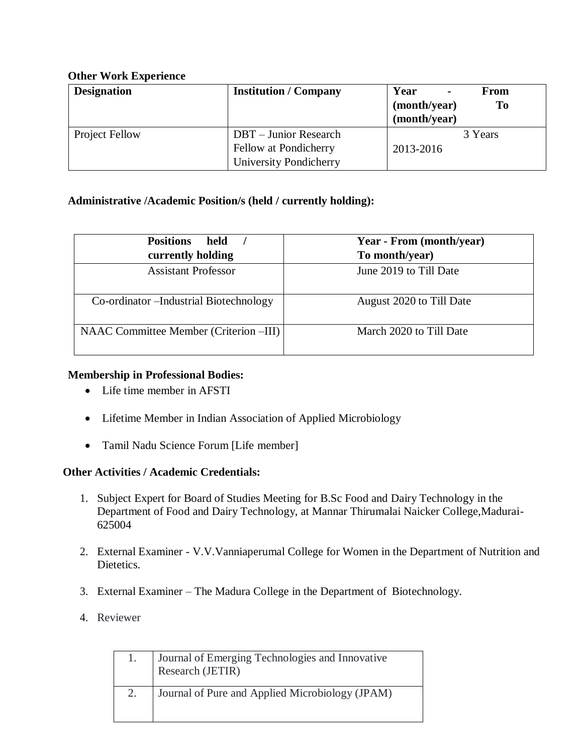**Other Work Experience**

| Designation | Institution / Company | Year - From (month/year) To (month/year) |
|---|---|---|
| Project Fellow | DBT – Junior Research Fellow at Pondicherry University Pondicherry | 3 Years 2013-2016 |

**Administrative /Academic Position/s (held / currently holding):**

| Positions held / currently holding | Year - From (month/year) To month/year) |
|---|---|
| Assistant Professor | June 2019 to Till Date |
| Co-ordinator –Industrial Biotechnology | August 2020 to Till Date |
| NAAC Committee Member (Criterion –III) | March 2020 to Till Date |

**Membership in Professional Bodies:**

- Life time member in AFSTI
- Lifetime Member in Indian Association of Applied Microbiology
- Tamil Nadu Science Forum [Life member]

**Other Activities / Academic Credentials:**

1. Subject Expert for Board of Studies Meeting for B.Sc Food and Dairy Technology in the Department of Food and Dairy Technology, at Mannar Thirumalai Naicker College,Madurai-625004
2. External Examiner - V.V.Vanniaperumal College for Women in the Department of Nutrition and Dietetics.
3. External Examiner – The Madura College in the Department of Biotechnology.
4. Reviewer

| | |
|---|---|
| 1. | Journal of Emerging Technologies and Innovative Research (JETIR) |
| 2. | Journal of Pure and Applied Microbiology (JPAM) |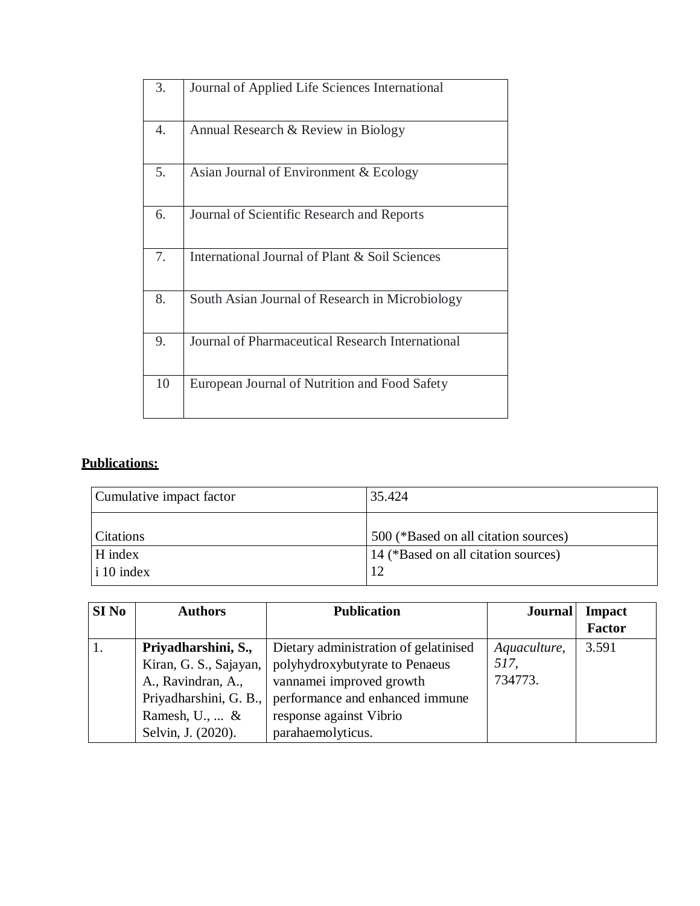| | |
|---|---|
| 3. | Journal of Applied Life Sciences International |
| 4. | Annual Research & Review in Biology |
| 5. | Asian Journal of Environment & Ecology |
| 6. | Journal of Scientific Research and Reports |
| 7. | International Journal of Plant & Soil Sciences |
| 8. | South Asian Journal of Research in Microbiology |
| 9. | Journal of Pharmaceutical Research International |
| 10 | European Journal of Nutrition and Food Safety |

**Publications:**

| | |
|---|---|
| Cumulative impact factor | 35.424 |
| Citations | 500 (*Based on all citation sources) |
| H index<br>i 10 index | 14 (*Based on all citation sources)<br>12 |

| SI No | Authors | Publication | Journal | Impact Factor |
|---|---|---|---|---|
| 1. | **Priyadharshini, S.,** Kiran, G. S., Sajayan, A., Ravindran, A., Priyadharshini, G. B., Ramesh, U., ... & Selvin, J. (2020). | Dietary administration of gelatinised polyhydroxybutyrate to Penaeus vannamei improved growth performance and enhanced immune response against Vibrio parahaemolyticus. | *Aquaculture*, *517*, 734773. | 3.591 |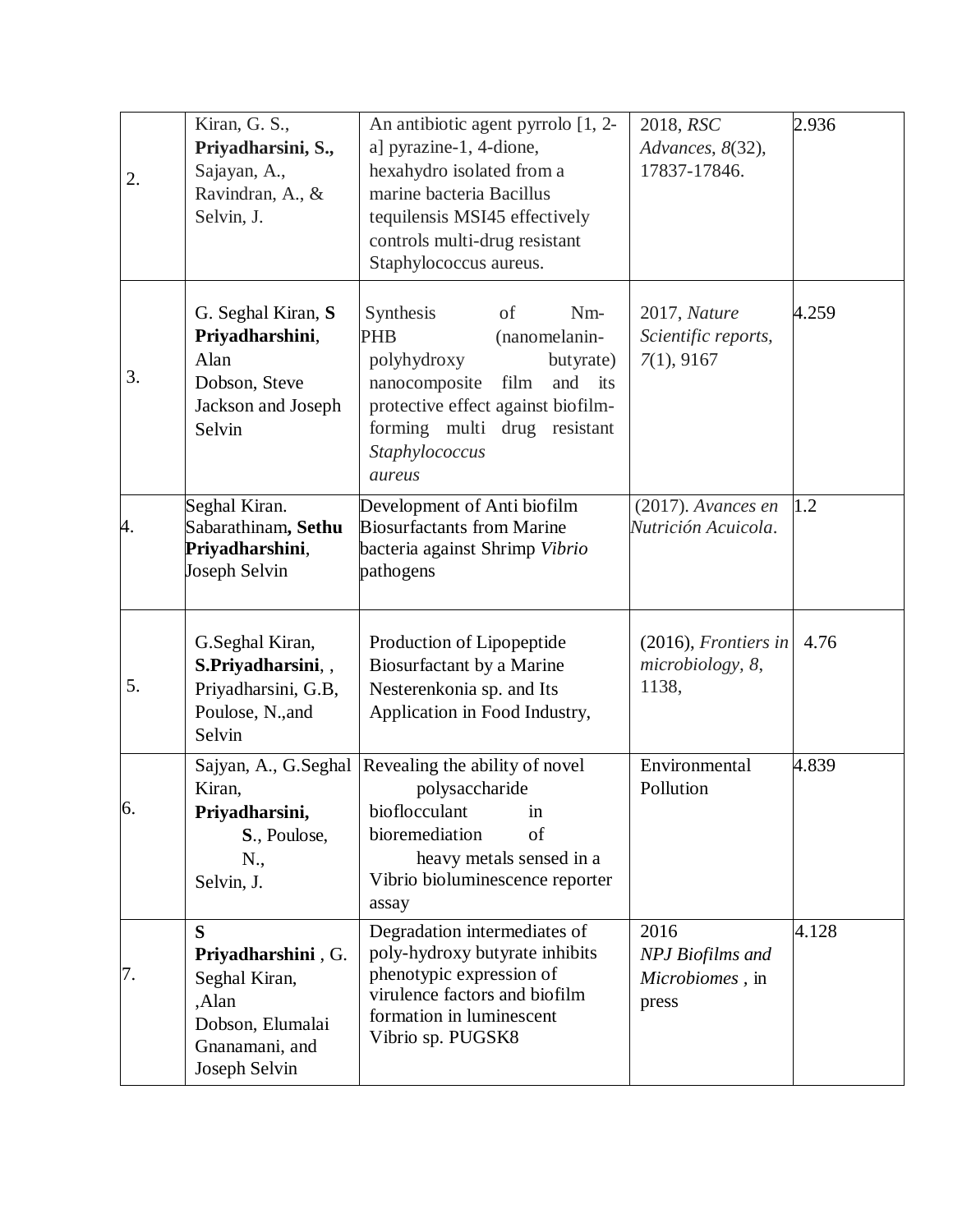| 2. | Kiran, G. S., **Priyadharsini, S.,** Sajayan, A., Ravindran, A., & Selvin, J. | An antibiotic agent pyrrolo [1, 2-a] pyrazine-1, 4-dione, hexahydro isolated from a marine bacteria Bacillus tequilensis MSI45 effectively controls multi-drug resistant Staphylococcus aureus. | 2018, *RSC Advances*, *8*(32), 17837-17846. | 2.936 |
|---|---|---|---|---|
| 3. | G. Seghal Kiran, **S Priyadharshini**, Alan Dobson, Steve Jackson and Joseph Selvin | Synthesis of Nm-PHB (nanomelanin-polyhydroxy butyrate) nanocomposite film and its protective effect against biofilm-forming multi drug resistant *Staphylococcus aureus* | 2017, *Nature Scientific reports*, *7*(1), 9167 | 4.259 |
| 4. | Seghal Kiran. Sabarathinam**, Sethu Priyadharshini**, Joseph Selvin | Development of Anti biofilm Biosurfactants from Marine bacteria against Shrimp *Vibrio* pathogens | (2017). *Avances en Nutrición Acuicola*. | 1.2 |
| 5. | G.Seghal Kiran, **S.Priyadharsini**, , Priyadharsini, G.B, Poulose, N.,and Selvin | Production of Lipopeptide Biosurfactant by a Marine Nesterenkonia sp. and Its Application in Food Industry, | (2016), *Frontiers in microbiology, 8*, 1138, | 4.76 |
| 6. | Sajyan, A., G.Seghal Kiran, **Priyadharsini, S**., Poulose, N., Selvin, J. | Revealing the ability of novel polysaccharide bioflocculant in bioremediation of heavy metals sensed in a Vibrio bioluminescence reporter assay | Environmental Pollution | 4.839 |
| 7. | **S Priyadharshini** , G. Seghal Kiran, ,Alan Dobson, Elumalai Gnanamani, and Joseph Selvin | Degradation intermediates of poly-hydroxy butyrate inhibits phenotypic expression of virulence factors and biofilm formation in luminescent Vibrio sp. PUGSK8 | 2016 *NPJ Biofilms and Microbiomes* , in press | 4.128 |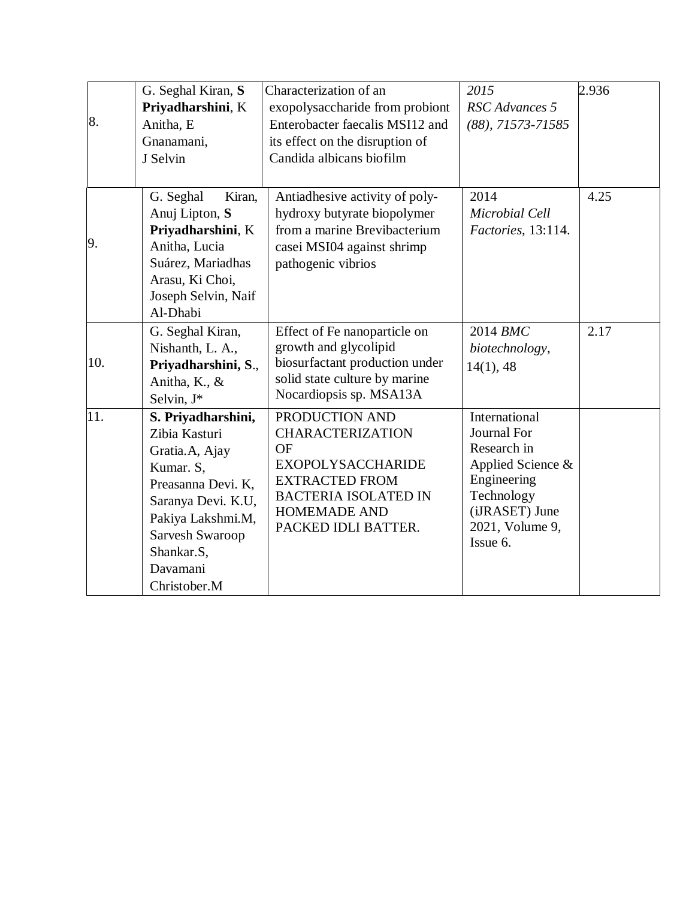| | | | | |
|---|---|---|---|---|
| 8. | G. Seghal Kiran, **S Priyadharshini**, K Anitha, E Gnanamani, J Selvin | Characterization of an exopolysaccharide from probiont Enterobacter faecalis MSI12 and its effect on the disruption of Candida albicans biofilm | *2015 RSC Advances 5 (88), 71573-71585* | 2.936 |
| 9. | G. Seghal Kiran, Anuj Lipton, **S Priyadharshini**, K Anitha, Lucia Suárez, Mariadhas Arasu, Ki Choi, Joseph Selvin, Naif Al-Dhabi | Antiadhesive activity of poly-hydroxy butyrate biopolymer from a marine Brevibacterium casei MSI04 against shrimp pathogenic vibrios | 2014 *Microbial Cell Factories*, 13:114. | 4.25 |
| 10. | G. Seghal Kiran, Nishanth, L. A., **Priyadharshini, S**., Anitha, K., & Selvin, J* | Effect of Fe nanoparticle on growth and glycolipid biosurfactant production under solid state culture by marine Nocardiopsis sp. MSA13A | 2014 *BMC biotechnology*, 14(1), 48 | 2.17 |
| 11. | **S. Priyadharshini,** Zibia Kasturi Gratia.A, Ajay Kumar. S, Preasanna Devi. K, Saranya Devi. K.U, Pakiya Lakshmi.M, Sarvesh Swaroop Shankar.S, Davamani Christober.M | PRODUCTION AND CHARACTERIZATION OF EXOPOLYSACCHARIDE EXTRACTED FROM BACTERIA ISOLATED IN HOMEMADE AND PACKED IDLI BATTER. | International Journal For Research in Applied Science & Engineering Technology (iJRASET) June 2021, Volume 9, Issue 6. | |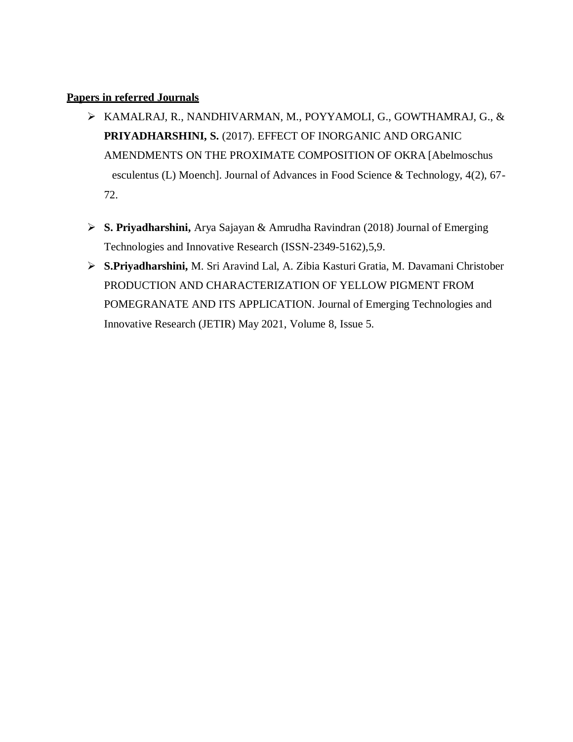**<u>Papers in referred Journals</u>**

- KAMALRAJ, R., NANDHIVARMAN, M., POYYAMOLI, G., GOWTHAMRAJ, G., & **PRIYADHARSHINI, S.** (2017). EFFECT OF INORGANIC AND ORGANIC AMENDMENTS ON THE PROXIMATE COMPOSITION OF OKRA [Abelmoschus esculentus (L) Moench]. Journal of Advances in Food Science & Technology, 4(2), 67-72.

- **S. Priyadharshini,** Arya Sajayan & Amrudha Ravindran (2018) Journal of Emerging Technologies and Innovative Research (ISSN-2349-5162),5,9.
- **S.Priyadharshini,** M. Sri Aravind Lal, A. Zibia Kasturi Gratia, M. Davamani Christober PRODUCTION AND CHARACTERIZATION OF YELLOW PIGMENT FROM POMEGRANATE AND ITS APPLICATION. Journal of Emerging Technologies and Innovative Research (JETIR) May 2021, Volume 8, Issue 5.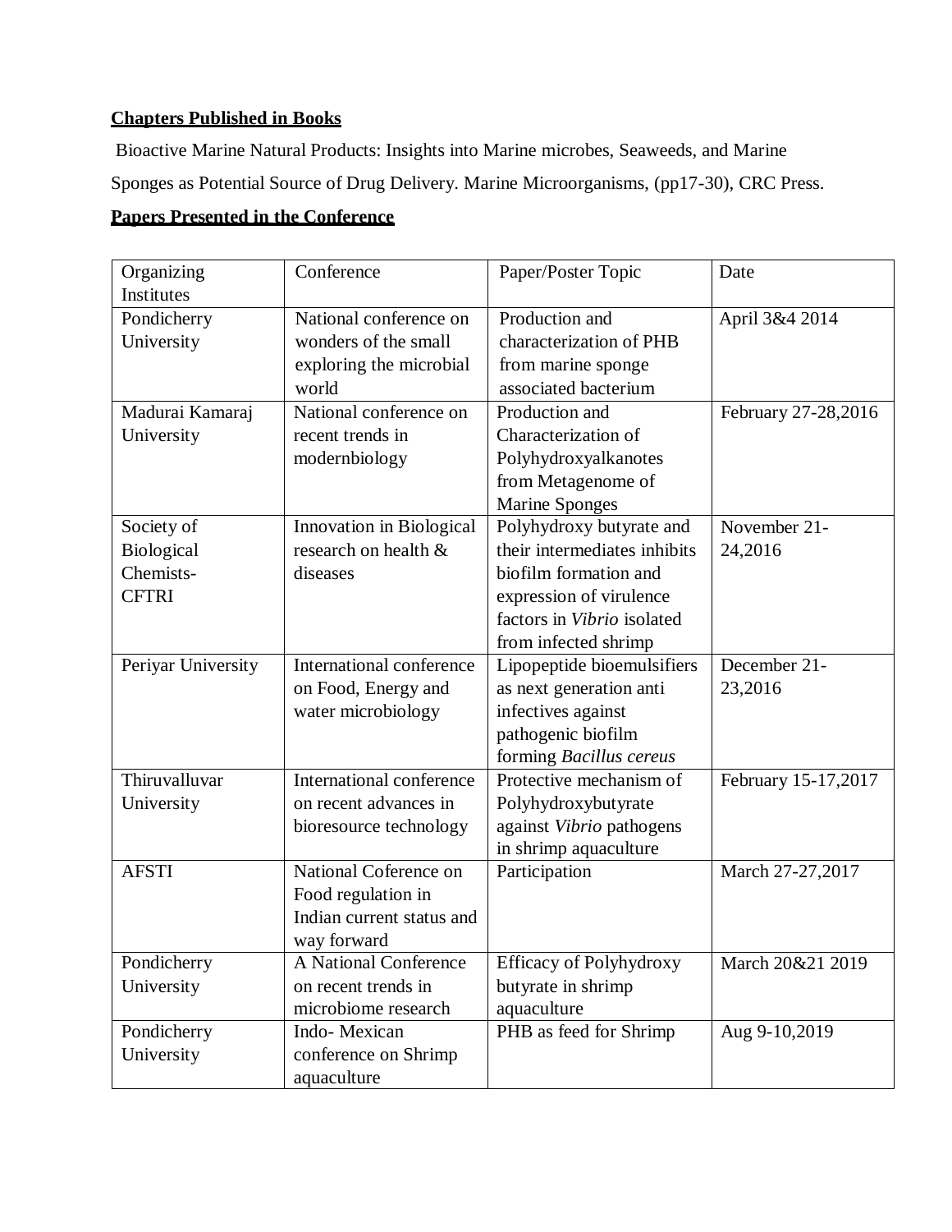**Chapters Published in Books**

Bioactive Marine Natural Products: Insights into Marine microbes, Seaweeds, and Marine Sponges as Potential Source of Drug Delivery. Marine Microorganisms, (pp17-30), CRC Press.

**Papers Presented in the Conference**

| Organizing Institutes | Conference | Paper/Poster Topic | Date |
|---|---|---|---|
| Pondicherry University | National conference on wonders of the small exploring the microbial world | Production and characterization of PHB from marine sponge associated bacterium | April 3&4 2014 |
| Madurai Kamaraj University | National conference on recent trends in modernbiology | Production and Characterization of Polyhydroxyalkanotes from Metagenome of Marine Sponges | February 27-28,2016 |
| Society of Biological Chemists-CFTRI | Innovation in Biological research on health & diseases | Polyhydroxy butyrate and their intermediates inhibits biofilm formation and expression of virulence factors in *Vibrio* isolated from infected shrimp | November 21-24,2016 |
| Periyar University | International conference on Food, Energy and water microbiology | Lipopeptide bioemulsifiers as next generation anti infectives against pathogenic biofilm forming *Bacillus cereus* | December 21-23,2016 |
| Thiruvalluvar University | International conference on recent advances in bioresource technology | Protective mechanism of Polyhydroxybutyrate against *Vibrio* pathogens in shrimp aquaculture | February 15-17,2017 |
| AFSTI | National Coference on Food regulation in Indian current status and way forward | Participation | March 27-27,2017 |
| Pondicherry University | A National Conference on recent trends in microbiome research | Efficacy of Polyhydroxy butyrate in shrimp aquaculture | March 20&21 2019 |
| Pondicherry University | Indo- Mexican conference on Shrimp aquaculture | PHB as feed for Shrimp | Aug 9-10,2019 |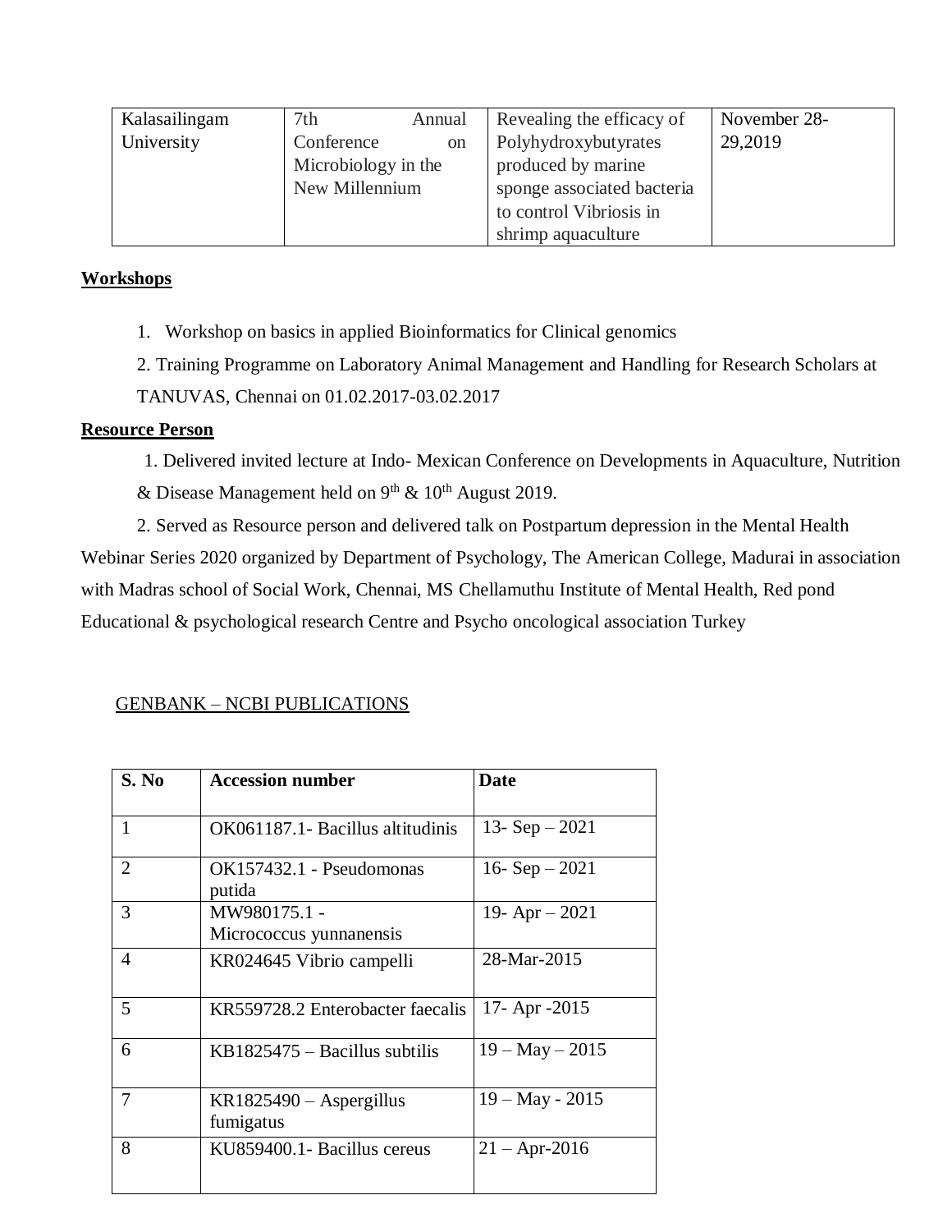| Kalasailingam University | 7th Annual Conference on Microbiology in the New Millennium | Revealing the efficacy of Polyhydroxybutyrates produced by marine sponge associated bacteria to control Vibriosis in shrimp aquaculture | November 28-29,2019 |
|---|---|---|---|

**Workshops**

1. Workshop on basics in applied Bioinformatics for Clinical genomics
2. Training Programme on Laboratory Animal Management and Handling for Research Scholars at TANUVAS, Chennai on 01.02.2017-03.02.2017

**Resource Person**

1. Delivered invited lecture at Indo- Mexican Conference on Developments in Aquaculture, Nutrition & Disease Management held on 9th & 10th August 2019.

2. Served as Resource person and delivered talk on Postpartum depression in the Mental Health Webinar Series 2020 organized by Department of Psychology, The American College, Madurai in association with Madras school of Social Work, Chennai, MS Chellamuthu Institute of Mental Health, Red pond Educational & psychological research Centre and Psycho oncological association Turkey

GENBANK – NCBI PUBLICATIONS

| **S. No** | **Accession number** | **Date** |
|---|---|---|
| 1 | OK061187.1- Bacillus altitudinis | 13- Sep – 2021 |
| 2 | OK157432.1 - Pseudomonas putida | 16- Sep – 2021 |
| 3 | MW980175.1 - Micrococcus yunnanensis | 19- Apr – 2021 |
| 4 | KR024645 Vibrio campelli | 28-Mar-2015 |
| 5 | KR559728.2 Enterobacter faecalis | 17- Apr -2015 |
| 6 | KB1825475 – Bacillus subtilis | 19 – May – 2015 |
| 7 | KR1825490 – Aspergillus fumigatus | 19 – May - 2015 |
| 8 | KU859400.1- Bacillus cereus | 21 – Apr-2016 |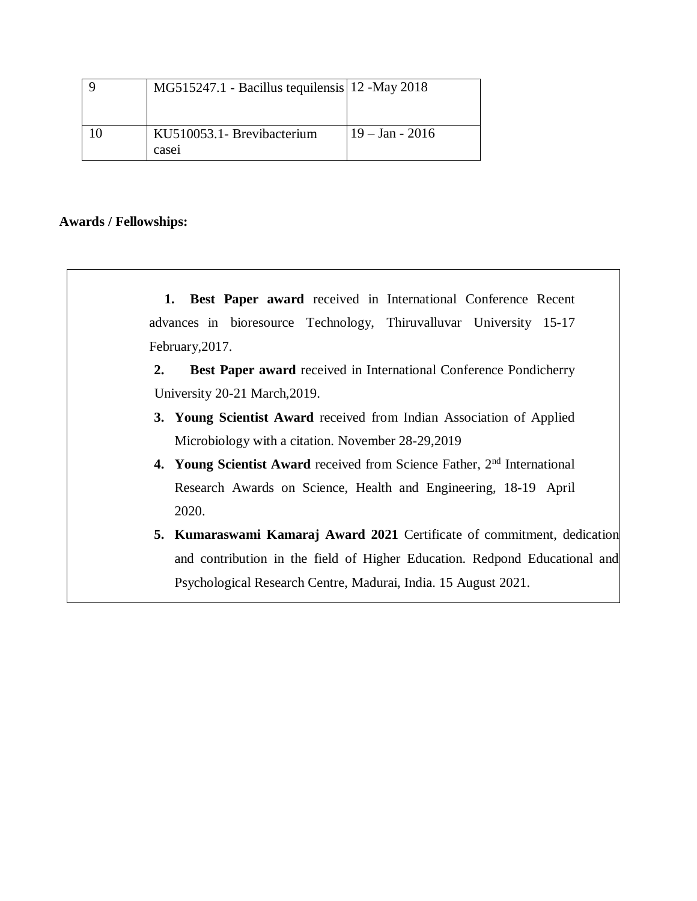| | | |
|---|---|---|
| 9 | MG515247.1 - Bacillus tequilensis | 12 -May 2018 |
| 10 | KU510053.1- Brevibacterium casei | 19 – Jan - 2016 |

**Awards / Fellowships:**

1. **Best Paper award** received in International Conference Recent advances in bioresource Technology, Thiruvalluvar University 15-17 February,2017.
2. **Best Paper award** received in International Conference Pondicherry University 20-21 March,2019.
3. **Young Scientist Award** received from Indian Association of Applied Microbiology with a citation. November 28-29,2019
4. **Young Scientist Award** received from Science Father, 2nd International Research Awards on Science, Health and Engineering, 18-19 April 2020.
5. **Kumaraswami Kamaraj Award 2021** Certificate of commitment, dedication and contribution in the field of Higher Education. Redpond Educational and Psychological Research Centre, Madurai, India. 15 August 2021.